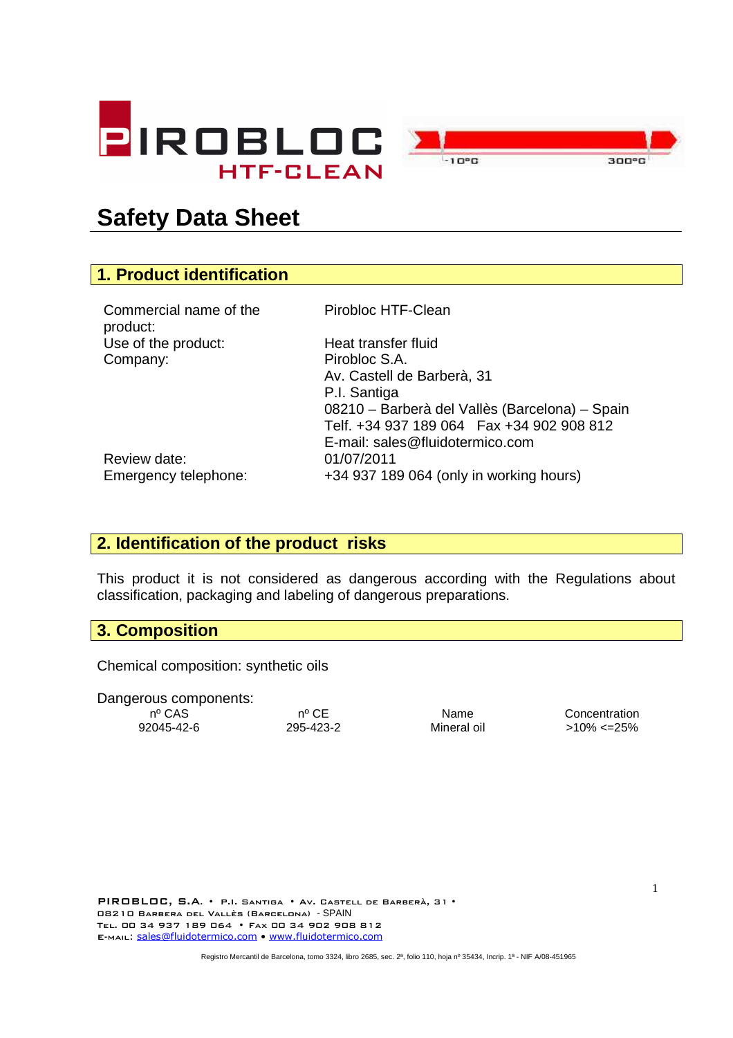PIROBLOC HTF-CLEAN

-10ºC 300ºC

# Safety Data Sheet

## 1. Product identification

| | |
|---|---|
| Commercial name of the product: | Pirobloc HTF-Clean |
| Use of the product: | Heat transfer fluid |
| Company: | Pirobloc S.A.<br>Av. Castell de Barberà, 31<br>P.I. Santiga<br>08210 – Barberà del Vallès (Barcelona) – Spain<br>Telf. +34 937 189 064 Fax +34 902 908 812<br>E-mail: sales@fluidotermico.com |
| Review date: | 01/07/2011 |
| Emergency telephone: | +34 937 189 064 (only in working hours) |

## 2. Identification of the product risks

This product it is not considered as dangerous according with the Regulations about classification, packaging and labeling of dangerous preparations.

## 3. Composition

Chemical composition: synthetic oils

Dangerous components:

| nº CAS | nº CE | Name | Concentration |
|---|---|---|---|
| 92045-42-6 | 295-423-2 | Mineral oil | >10% <=25% |

PIROBLOC, S.A. • P.I. Santiga • Av. Castell de Barberà, 31 • 08210 Barbera del Vallès (Barcelona) - SPAIN
Tel. 00 34 937 189 064 • Fax 00 34 902 908 812
E-mail: sales@fluidotermico.com • www.fluidotermico.com

Registro Mercantil de Barcelona, tomo 3324, libro 2685, sec. 2ª, folio 110, hoja nº 35434, Incrip. 1ª - NIF A/08-451965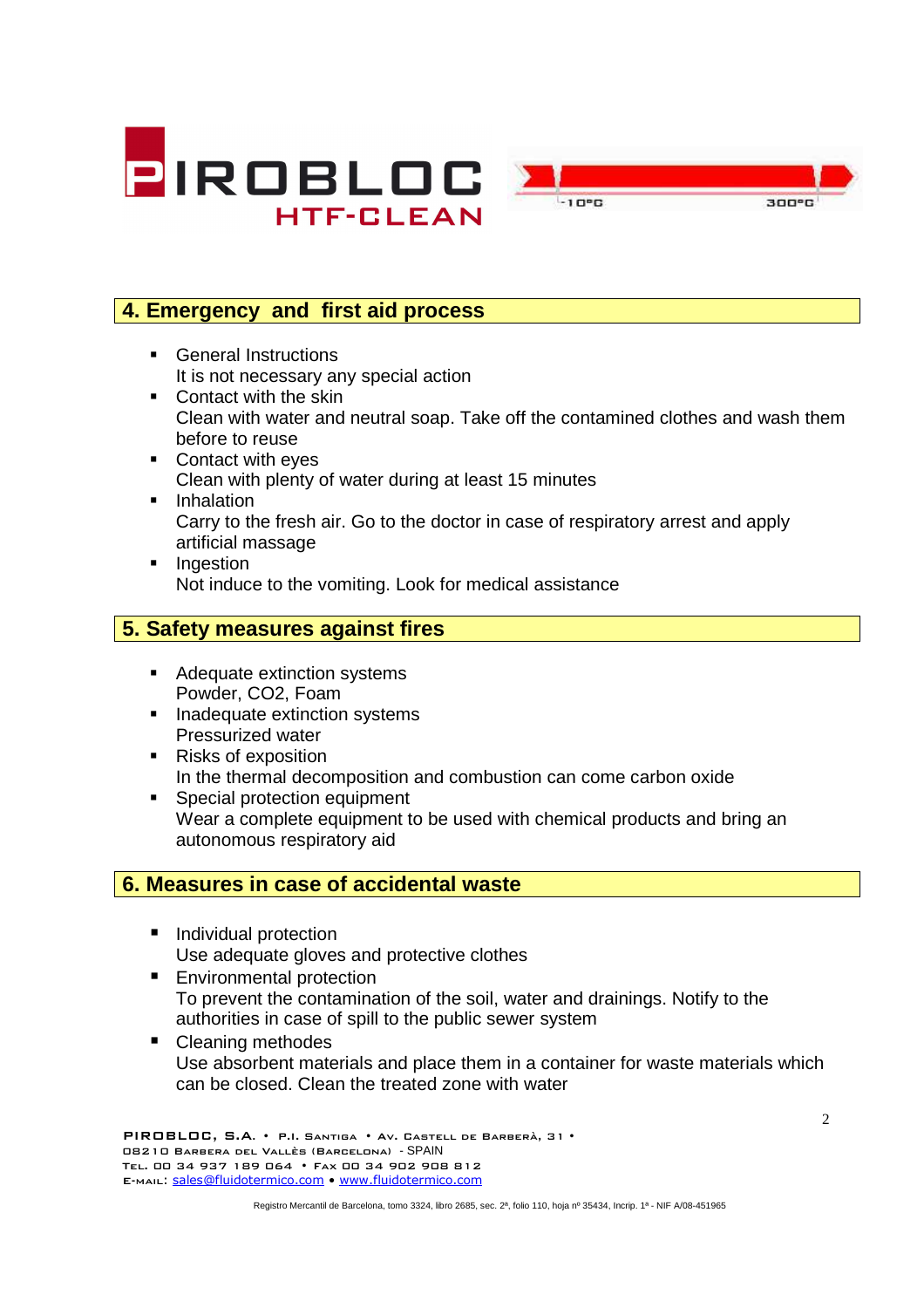## 4. Emergency and first aid process

- General Instructions
  It is not necessary any special action
- Contact with the skin
  Clean with water and neutral soap. Take off the contamined clothes and wash them before to reuse
- Contact with eyes
  Clean with plenty of water during at least 15 minutes
- Inhalation
  Carry to the fresh air. Go to the doctor in case of respiratory arrest and apply artificial massage
- Ingestion
  Not induce to the vomiting. Look for medical assistance

## 5. Safety measures against fires

- Adequate extinction systems
  Powder, $CO_2$, Foam
- Inadequate extinction systems
  Pressurized water
- Risks of exposition
  In the thermal decomposition and combustion can come carbon oxide
- Special protection equipment
  Wear a complete equipment to be used with chemical products and bring an autonomous respiratory aid

## 6. Measures in case of accidental waste

- Individual protection
  Use adequate gloves and protective clothes
- Environmental protection
  To prevent the contamination of the soil, water and drainings. Notify to the authorities in case of spill to the public sewer system
- Cleaning methodes
  Use absorbent materials and place them in a container for waste materials which can be closed. Clean the treated zone with water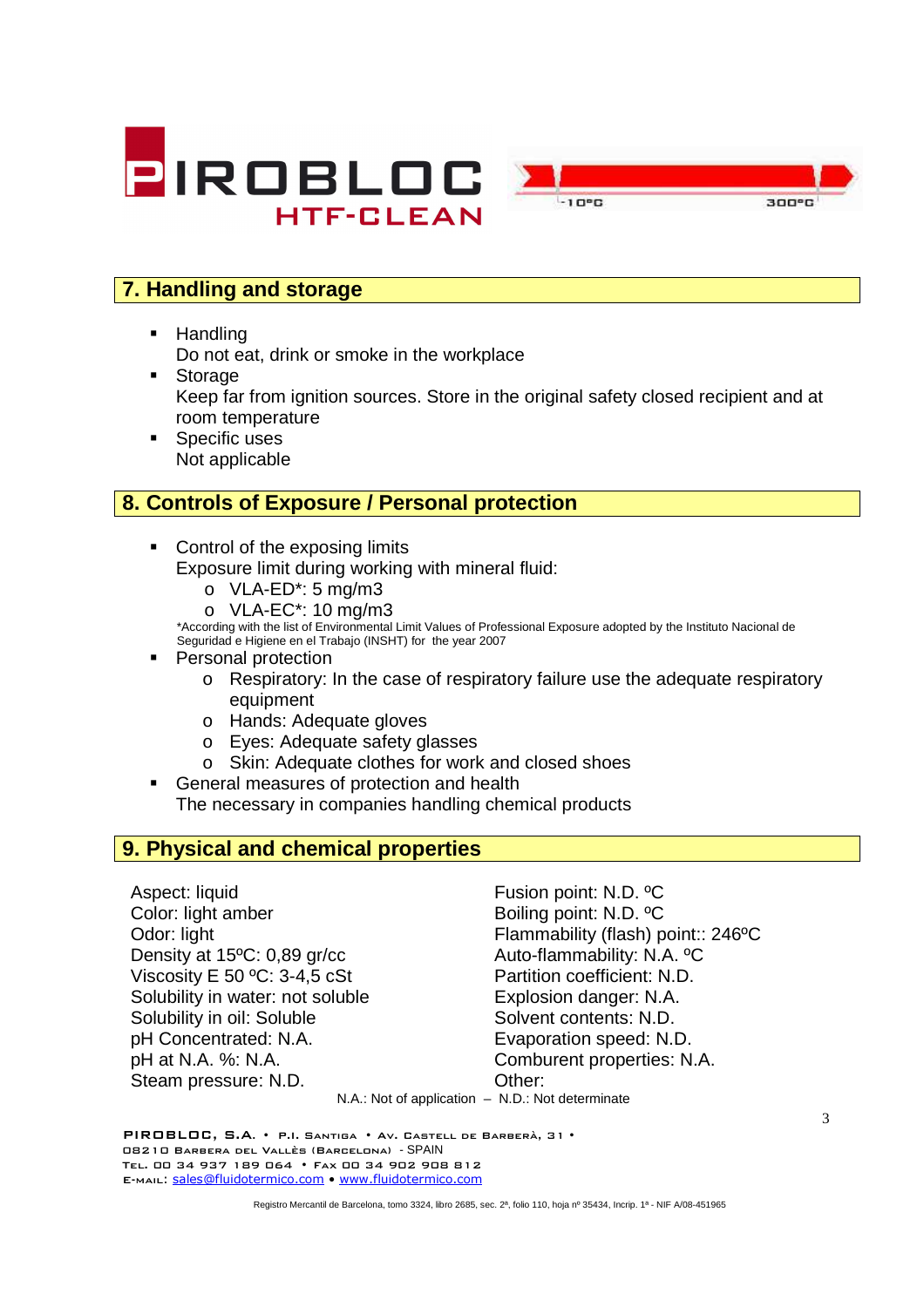## 7. Handling and storage

- Handling
  Do not eat, drink or smoke in the workplace
- Storage
  Keep far from ignition sources. Store in the original safety closed recipient and at room temperature
- Specific uses
  Not applicable

## 8. Controls of Exposure / Personal protection

- Control of the exposing limits
  Exposure limit during working with mineral fluid:
  - VLA-ED*: 5 mg/m3
  - VLA-EC*: 10 mg/m3

  *According with the list of Environmental Limit Values of Professional Exposure adopted by the Instituto Nacional de Seguridad e Higiene en el Trabajo (INSHT) for the year 2007
- Personal protection
  - Respiratory: In the case of respiratory failure use the adequate respiratory equipment
  - Hands: Adequate gloves
  - Eyes: Adequate safety glasses
  - Skin: Adequate clothes for work and closed shoes
- General measures of protection and health
  The necessary in companies handling chemical products

## 9. Physical and chemical properties

Aspect: liquid
Color: light amber
Odor: light
Density at 15ºC: 0,89 gr/cc
Viscosity E 50 ºC: 3-4,5 cSt
Solubility in water: not soluble
Solubility in oil: Soluble
pH Concentrated: N.A.
pH at N.A. %: N.A.
Steam pressure: N.D.

Fusion point: N.D. ºC
Boiling point: N.D. ºC
Flammability (flash) point:: 246ºC
Auto-flammability: N.A. ºC
Partition coefficient: N.D.
Explosion danger: N.A.
Solvent contents: N.D.
Evaporation speed: N.D.
Comburent properties: N.A.
Other:

N.A.: Not of application – N.D.: Not determinate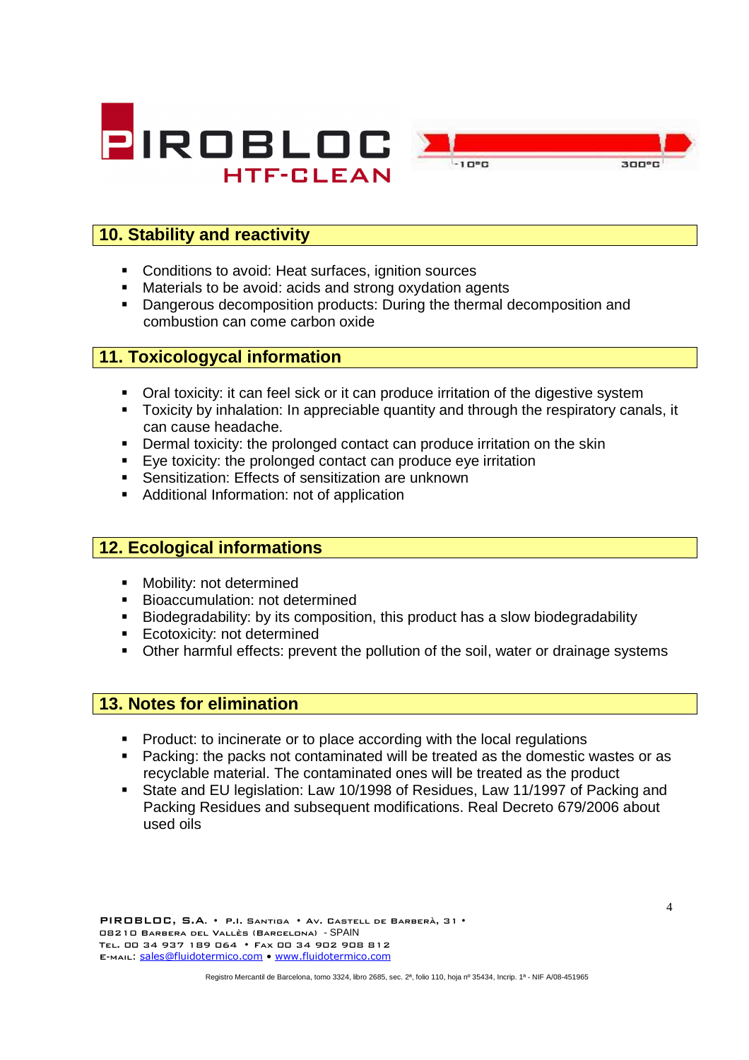## 10. Stability and reactivity

- Conditions to avoid: Heat surfaces, ignition sources
- Materials to be avoid: acids and strong oxydation agents
- Dangerous decomposition products: During the thermal decomposition and combustion can come carbon oxide

## 11. Toxicologycal information

- Oral toxicity: it can feel sick or it can produce irritation of the digestive system
- Toxicity by inhalation: In appreciable quantity and through the respiratory canals, it can cause headache.
- Dermal toxicity: the prolonged contact can produce irritation on the skin
- Eye toxicity: the prolonged contact can produce eye irritation
- Sensitization: Effects of sensitization are unknown
- Additional Information: not of application

## 12. Ecological informations

- Mobility: not determined
- Bioaccumulation: not determined
- Biodegradability: by its composition, this product has a slow biodegradability
- Ecotoxicity: not determined
- Other harmful effects: prevent the pollution of the soil, water or drainage systems

## 13. Notes for elimination

- Product: to incinerate or to place according with the local regulations
- Packing: the packs not contaminated will be treated as the domestic wastes or as recyclable material. The contaminated ones will be treated as the product
- State and EU legislation: Law 10/1998 of Residues, Law 11/1997 of Packing and Packing Residues and subsequent modifications. Real Decreto 679/2006 about used oils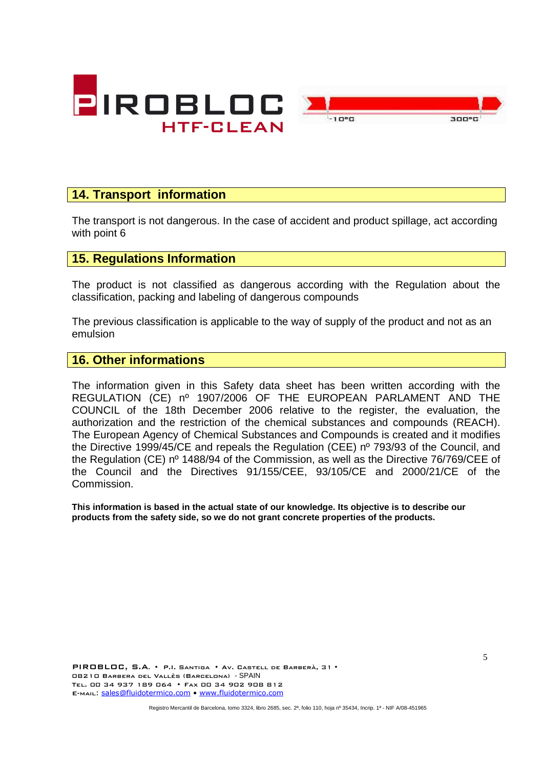## 14. Transport information

The transport is not dangerous. In the case of accident and product spillage, act according with point 6

## 15. Regulations Information

The product is not classified as dangerous according with the Regulation about the classification, packing and labeling of dangerous compounds

The previous classification is applicable to the way of supply of the product and not as an emulsion

## 16. Other informations

The information given in this Safety data sheet has been written according with the REGULATION (CE) nº 1907/2006 OF THE EUROPEAN PARLAMENT AND THE COUNCIL of the 18th December 2006 relative to the register, the evaluation, the authorization and the restriction of the chemical substances and compounds (REACH). The European Agency of Chemical Substances and Compounds is created and it modifies the Directive 1999/45/CE and repeals the Regulation (CEE) nº 793/93 of the Council, and the Regulation (CE) nº 1488/94 of the Commission, as well as the Directive 76/769/CEE of the Council and the Directives 91/155/CEE, 93/105/CE and 2000/21/CE of the Commission.

**This information is based in the actual state of our knowledge. Its objective is to describe our products from the safety side, so we do not grant concrete properties of the products.**